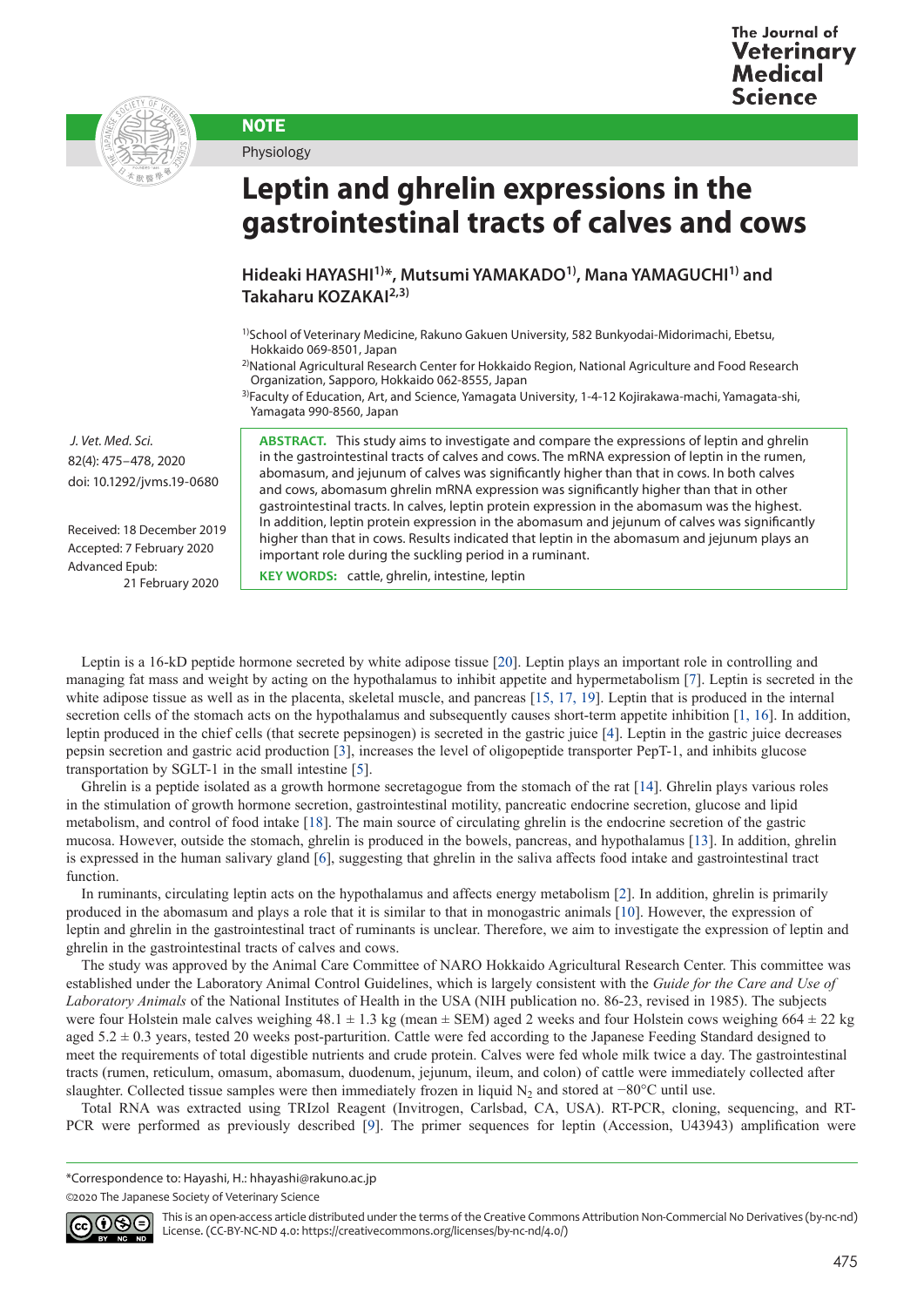NOTE

Physiology

# Leptin and ghrelin expressions in the gastrointestinal tracts of calves and cows

**Hideaki HAYASHI[1)]\*, Mutsumi YAMAKADO[1)], Mana YAMAGUCHI[1)] and Takaharu KOZAKAI[2,3)]**

[1)]School of Veterinary Medicine, Rakuno Gakuen University, 582 Bunkyodai-Midorimachi, Ebetsu, Hokkaido 069-8501, Japan

[2)]National Agricultural Research Center for Hokkaido Region, National Agriculture and Food Research Organization, Sapporo, Hokkaido 062-8555, Japan

[3)]Faculty of Education, Art, and Science, Yamagata University, 1-4-12 Kojirakawa-machi, Yamagata-shi, Yamagata 990-8560, Japan

*J. Vet. Med. Sci.*
82(4): 475–478, 2020
doi: 10.1292/jvms.19-0680

Received: 18 December 2019
Accepted: 7 February 2020
Advanced Epub: 21 February 2020

**ABSTRACT.** This study aims to investigate and compare the expressions of leptin and ghrelin in the gastrointestinal tracts of calves and cows. The mRNA expression of leptin in the rumen, abomasum, and jejunum of calves was significantly higher than that in cows. In both calves and cows, abomasum ghrelin mRNA expression was significantly higher than that in other gastrointestinal tracts. In calves, leptin protein expression in the abomasum was the highest. In addition, leptin protein expression in the abomasum and jejunum of calves was significantly higher than that in cows. Results indicated that leptin in the abomasum and jejunum plays an important role during the suckling period in a ruminant.

**KEY WORDS:** cattle, ghrelin, intestine, leptin

Leptin is a 16-kD peptide hormone secreted by white adipose tissue [20]. Leptin plays an important role in controlling and managing fat mass and weight by acting on the hypothalamus to inhibit appetite and hypermetabolism [7]. Leptin is secreted in the white adipose tissue as well as in the placenta, skeletal muscle, and pancreas [15, 17, 19]. Leptin that is produced in the internal secretion cells of the stomach acts on the hypothalamus and subsequently causes short-term appetite inhibition [1, 16]. In addition, leptin produced in the chief cells (that secrete pepsinogen) is secreted in the gastric juice [4]. Leptin in the gastric juice decreases pepsin secretion and gastric acid production [3], increases the level of oligopeptide transporter PepT-1, and inhibits glucose transportation by SGLT-1 in the small intestine [5].

Ghrelin is a peptide isolated as a growth hormone secretagogue from the stomach of the rat [14]. Ghrelin plays various roles in the stimulation of growth hormone secretion, gastrointestinal motility, pancreatic endocrine secretion, glucose and lipid metabolism, and control of food intake [18]. The main source of circulating ghrelin is the endocrine secretion of the gastric mucosa. However, outside the stomach, ghrelin is produced in the bowels, pancreas, and hypothalamus [13]. In addition, ghrelin is expressed in the human salivary gland [6], suggesting that ghrelin in the saliva affects food intake and gastrointestinal tract function.

In ruminants, circulating leptin acts on the hypothalamus and affects energy metabolism [2]. In addition, ghrelin is primarily produced in the abomasum and plays a role that it is similar to that in monogastric animals [10]. However, the expression of leptin and ghrelin in the gastrointestinal tract of ruminants is unclear. Therefore, we aim to investigate the expression of leptin and ghrelin in the gastrointestinal tracts of calves and cows.

The study was approved by the Animal Care Committee of NARO Hokkaido Agricultural Research Center. This committee was established under the Laboratory Animal Control Guidelines, which is largely consistent with the *Guide for the Care and Use of Laboratory Animals* of the National Institutes of Health in the USA (NIH publication no. 86-23, revised in 1985). The subjects were four Holstein male calves weighing 48.1 ± 1.3 kg (mean ± SEM) aged 2 weeks and four Holstein cows weighing 664 ± 22 kg aged 5.2 ± 0.3 years, tested 20 weeks post-parturition. Cattle were fed according to the Japanese Feeding Standard designed to meet the requirements of total digestible nutrients and crude protein. Calves were fed whole milk twice a day. The gastrointestinal tracts (rumen, reticulum, omasum, abomasum, duodenum, jejunum, ileum, and colon) of cattle were immediately collected after slaughter. Collected tissue samples were then immediately frozen in liquid $N_2$ and stored at −80°C until use.

Total RNA was extracted using TRIzol Reagent (Invitrogen, Carlsbad, CA, USA). RT-PCR, cloning, sequencing, and RT-PCR were performed as previously described [9]. The primer sequences for leptin (Accession, U43943) amplification were

\*Correspondence to: Hayashi, H.: hhayashi@rakuno.ac.jp

©2020 The Japanese Society of Veterinary Science

This is an open-access article distributed under the terms of the Creative Commons Attribution Non-Commercial No Derivatives (by-nc-nd) License. (CC-BY-NC-ND 4.0: https://creativecommons.org/licenses/by-nc-nd/4.0/)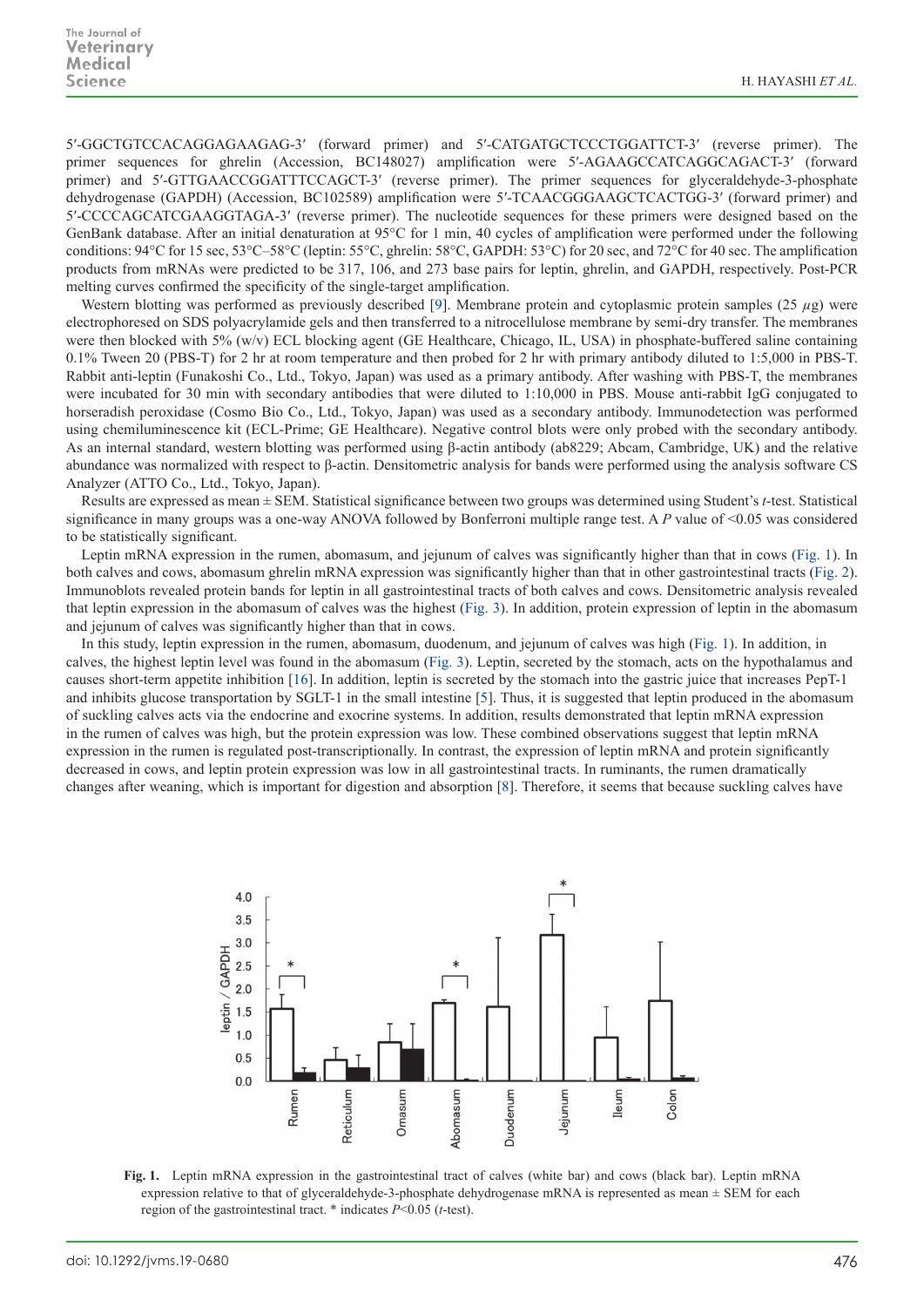5′-GGCTGTCCACAGGAGAAGAG-3′ (forward primer) and 5′-CATGATGCTCCCTGGATTCT-3′ (reverse primer). The primer sequences for ghrelin (Accession, BC148027) amplification were 5′-AGAAGCCATCAGGCAGACT-3′ (forward primer) and 5′-GTTGAACCGGATTTCCAGCT-3′ (reverse primer). The primer sequences for glyceraldehyde-3-phosphate dehydrogenase (GAPDH) (Accession, BC102589) amplification were 5′-TCAACGGGAAGCTCACTGG-3′ (forward primer) and 5′-CCCCAGCATCGAAGGTAGA-3′ (reverse primer). The nucleotide sequences for these primers were designed based on the GenBank database. After an initial denaturation at 95°C for 1 min, 40 cycles of amplification were performed under the following conditions: 94°C for 15 sec, 53°C–58°C (leptin: 55°C, ghrelin: 58°C, GAPDH: 53°C) for 20 sec, and 72°C for 40 sec. The amplification products from mRNAs were predicted to be 317, 106, and 273 base pairs for leptin, ghrelin, and GAPDH, respectively. Post-PCR melting curves confirmed the specificity of the single-target amplification.

Western blotting was performed as previously described [9]. Membrane protein and cytoplasmic protein samples (25 $\mu$g) were electrophoresed on SDS polyacrylamide gels and then transferred to a nitrocellulose membrane by semi-dry transfer. The membranes were then blocked with 5% (w/v) ECL blocking agent (GE Healthcare, Chicago, IL, USA) in phosphate-buffered saline containing 0.1% Tween 20 (PBS-T) for 2 hr at room temperature and then probed for 2 hr with primary antibody diluted to 1:5,000 in PBS-T. Rabbit anti-leptin (Funakoshi Co., Ltd., Tokyo, Japan) was used as a primary antibody. After washing with PBS-T, the membranes were incubated for 30 min with secondary antibodies that were diluted to 1:10,000 in PBS. Mouse anti-rabbit IgG conjugated to horseradish peroxidase (Cosmo Bio Co., Ltd., Tokyo, Japan) was used as a secondary antibody. Immunodetection was performed using chemiluminescence kit (ECL-Prime; GE Healthcare). Negative control blots were only probed with the secondary antibody. As an internal standard, western blotting was performed using β-actin antibody (ab8229; Abcam, Cambridge, UK) and the relative abundance was normalized with respect to β-actin. Densitometric analysis for bands were performed using the analysis software CS Analyzer (ATTO Co., Ltd., Tokyo, Japan).

Results are expressed as mean ± SEM. Statistical significance between two groups was determined using Student's *t*-test. Statistical significance in many groups was a one-way ANOVA followed by Bonferroni multiple range test. A $P$ value of <0.05 was considered to be statistically significant.

Leptin mRNA expression in the rumen, abomasum, and jejunum of calves was significantly higher than that in cows (Fig. 1). In both calves and cows, abomasum ghrelin mRNA expression was significantly higher than that in other gastrointestinal tracts (Fig. 2). Immunoblots revealed protein bands for leptin in all gastrointestinal tracts of both calves and cows. Densitometric analysis revealed that leptin expression in the abomasum of calves was the highest (Fig. 3). In addition, protein expression of leptin in the abomasum and jejunum of calves was significantly higher than that in cows.

In this study, leptin expression in the rumen, abomasum, duodenum, and jejunum of calves was high (Fig. 1). In addition, in calves, the highest leptin level was found in the abomasum (Fig. 3). Leptin, secreted by the stomach, acts on the hypothalamus and causes short-term appetite inhibition [16]. In addition, leptin is secreted by the stomach into the gastric juice that increases PepT-1 and inhibits glucose transportation by SGLT-1 in the small intestine [5]. Thus, it is suggested that leptin produced in the abomasum of suckling calves acts via the endocrine and exocrine systems. In addition, results demonstrated that leptin mRNA expression in the rumen of calves was high, but the protein expression was low. These combined observations suggest that leptin mRNA expression in the rumen is regulated post-transcriptionally. In contrast, the expression of leptin mRNA and protein significantly decreased in cows, and leptin protein expression was low in all gastrointestinal tracts. In ruminants, the rumen dramatically changes after weaning, which is important for digestion and absorption [8]. Therefore, it seems that because suckling calves have

**Fig. 1.** Leptin mRNA expression in the gastrointestinal tract of calves (white bar) and cows (black bar). Leptin mRNA expression relative to that of glyceraldehyde-3-phosphate dehydrogenase mRNA is represented as mean ± SEM for each region of the gastrointestinal tract. * indicates $P$<0.05 (*t*-test).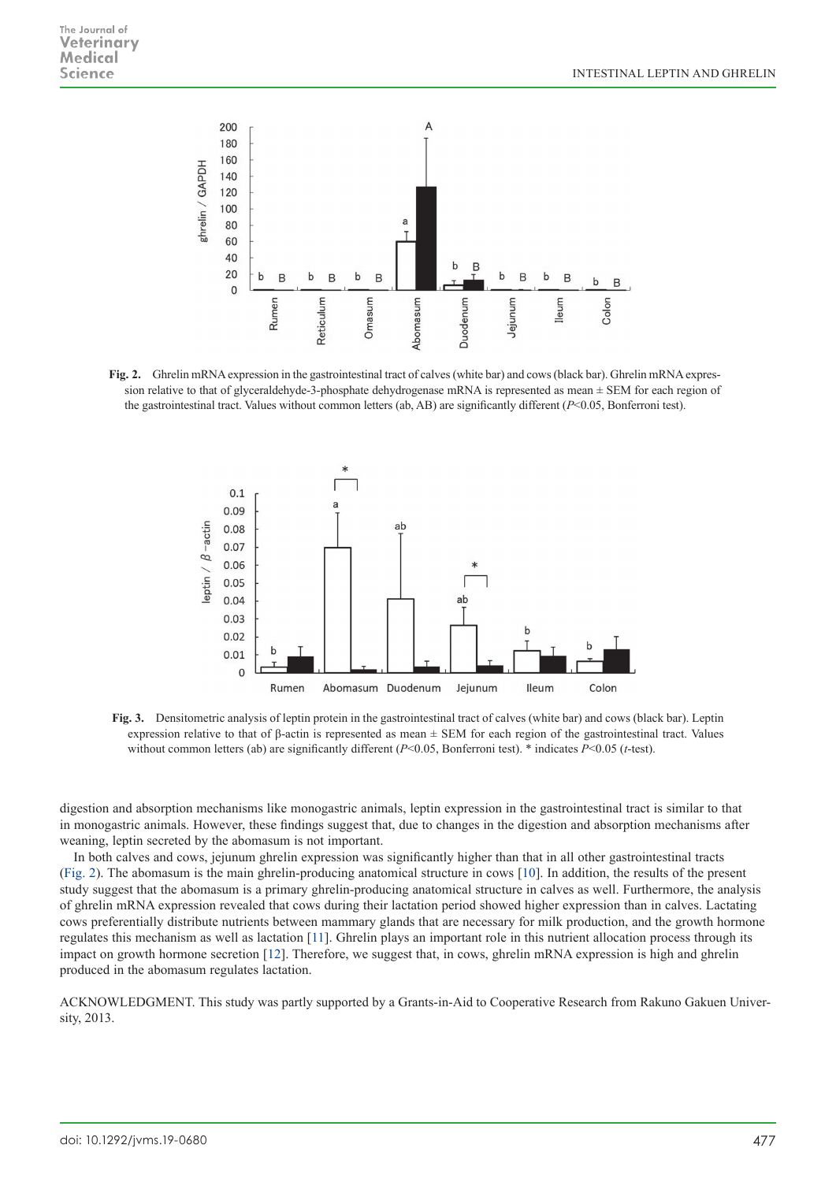**Fig. 2.** Ghrelin mRNA expression in the gastrointestinal tract of calves (white bar) and cows (black bar). Ghrelin mRNA expression relative to that of glyceraldehyde-3-phosphate dehydrogenase mRNA is represented as mean ± SEM for each region of the gastrointestinal tract. Values without common letters (ab, AB) are significantly different ($P$<0.05, Bonferroni test).

**Fig. 3.** Densitometric analysis of leptin protein in the gastrointestinal tract of calves (white bar) and cows (black bar). Leptin expression relative to that of β-actin is represented as mean ± SEM for each region of the gastrointestinal tract. Values without common letters (ab) are significantly different ($P$<0.05, Bonferroni test). * indicates $P$<0.05 ($t$-test).

digestion and absorption mechanisms like monogastric animals, leptin expression in the gastrointestinal tract is similar to that in monogastric animals. However, these findings suggest that, due to changes in the digestion and absorption mechanisms after weaning, leptin secreted by the abomasum is not important.

In both calves and cows, jejunum ghrelin expression was significantly higher than that in all other gastrointestinal tracts (Fig. 2). The abomasum is the main ghrelin-producing anatomical structure in cows [10]. In addition, the results of the present study suggest that the abomasum is a primary ghrelin-producing anatomical structure in calves as well. Furthermore, the analysis of ghrelin mRNA expression revealed that cows during their lactation period showed higher expression than in calves. Lactating cows preferentially distribute nutrients between mammary glands that are necessary for milk production, and the growth hormone regulates this mechanism as well as lactation [11]. Ghrelin plays an important role in this nutrient allocation process through its impact on growth hormone secretion [12]. Therefore, we suggest that, in cows, ghrelin mRNA expression is high and ghrelin produced in the abomasum regulates lactation.

ACKNOWLEDGMENT. This study was partly supported by a Grants-in-Aid to Cooperative Research from Rakuno Gakuen University, 2013.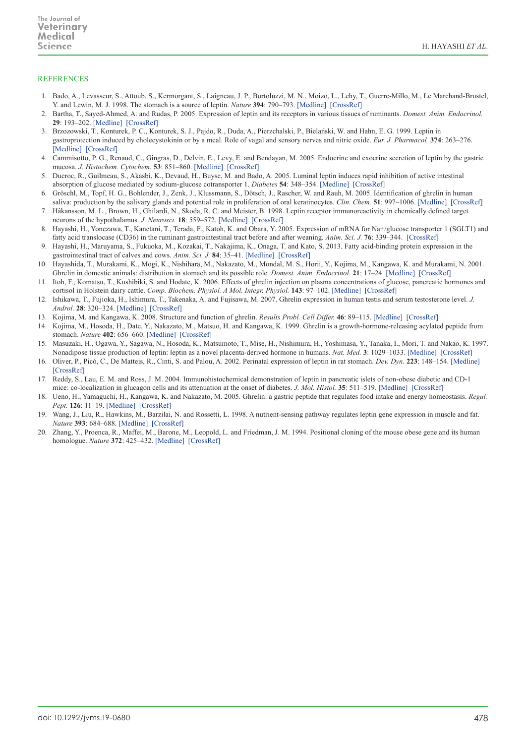## REFERENCES

1. Bado, A., Levasseur, S., Attoub, S., Kermorgant, S., Laigneau, J. P., Bortoluzzi, M. N., Moizo, L., Lehy, T., Guerre-Millo, M., Le Marchand-Brustel, Y. and Lewin, M. J. 1998. The stomach is a source of leptin. *Nature* **394**: 790–793. [Medline] [CrossRef]
2. Bartha, T., Sayed-Ahmed, A. and Rudas, P. 2005. Expression of leptin and its receptors in various tissues of ruminants. *Domest. Anim. Endocrinol.* **29**: 193–202. [Medline] [CrossRef]
3. Brzozowski, T., Konturek, P. C., Konturek, S. J., Pajdo, R., Duda, A., Pierzchalski, P., Bielański, W. and Hahn, E. G. 1999. Leptin in gastroprotection induced by cholecystokinin or by a meal. Role of vagal and sensory nerves and nitric oxide. *Eur. J. Pharmacol.* **374**: 263–276. [Medline] [CrossRef]
4. Cammisotto, P. G., Renaud, C., Gingras, D., Delvin, E., Levy, E. and Bendayan, M. 2005. Endocrine and exocrine secretion of leptin by the gastric mucosa. *J. Histochem. Cytochem.* **53**: 851–860. [Medline] [CrossRef]
5. Ducroc, R., Guilmeau, S., Akasbi, K., Devaud, H., Buyse, M. and Bado, A. 2005. Luminal leptin induces rapid inhibition of active intestinal absorption of glucose mediated by sodium-glucose cotransporter 1. *Diabetes* **54**: 348–354. [Medline] [CrossRef]
6. Gröschl, M., Topf, H. G., Bohlender, J., Zenk, J., Klussmann, S., Dötsch, J., Rascher, W. and Rauh, M. 2005. Identification of ghrelin in human saliva: production by the salivary glands and potential role in proliferation of oral keratinocytes. *Clin. Chem.* **51**: 997–1006. [Medline] [CrossRef]
7. Håkansson, M. L., Brown, H., Ghilardi, N., Skoda, R. C. and Meister, B. 1998. Leptin receptor immunoreactivity in chemically defined target neurons of the hypothalamus. *J. Neurosci.* **18**: 559–572. [Medline] [CrossRef]
8. Hayashi, H., Yonezawa, T., Kanetani, T., Terada, F., Katoh, K. and Obara, Y. 2005. Expression of mRNA for Na+/glucose transporter 1 (SGLT1) and fatty acid translocase (CD36) in the ruminant gastrointestinal tract before and after weaning. *Anim. Sci. J.* **76**: 339–344. [CrossRef]
9. Hayashi, H., Maruyama, S., Fukuoka, M., Kozakai, T., Nakajima, K., Onaga, T. and Kato, S. 2013. Fatty acid-binding protein expression in the gastrointestinal tract of calves and cows. *Anim. Sci. J.* **84**: 35–41. [Medline] [CrossRef]
10. Hayashida, T., Murakami, K., Mogi, K., Nishihara, M., Nakazato, M., Mondal, M. S., Horii, Y., Kojima, M., Kangawa, K. and Murakami, N. 2001. Ghrelin in domestic animals: distribution in stomach and its possible role. *Domest. Anim. Endocrinol.* **21**: 17–24. [Medline] [CrossRef]
11. Itoh, F., Komatsu, T., Kushibiki, S. and Hodate, K. 2006. Effects of ghrelin injection on plasma concentrations of glucose, pancreatic hormones and cortisol in Holstein dairy cattle. *Comp. Biochem. Physiol. A Mol. Integr. Physiol.* **143**: 97–102. [Medline] [CrossRef]
12. Ishikawa, T., Fujioka, H., Ishimura, T., Takenaka, A. and Fujisawa, M. 2007. Ghrelin expression in human testis and serum testosterone level. *J. Androl.* **28**: 320–324. [Medline] [CrossRef]
13. Kojima, M. and Kangawa, K. 2008. Structure and function of ghrelin. *Results Probl. Cell Differ.* **46**: 89–115. [Medline] [CrossRef]
14. Kojima, M., Hosoda, H., Date, Y., Nakazato, M., Matsuo, H. and Kangawa, K. 1999. Ghrelin is a growth-hormone-releasing acylated peptide from stomach. *Nature* **402**: 656–660. [Medline] [CrossRef]
15. Masuzaki, H., Ogawa, Y., Sagawa, N., Hosoda, K., Matsumoto, T., Mise, H., Nishimura, H., Yoshimasa, Y., Tanaka, I., Mori, T. and Nakao, K. 1997. Nonadipose tissue production of leptin: leptin as a novel placenta-derived hormone in humans. *Nat. Med.* **3**: 1029–1033. [Medline] [CrossRef]
16. Oliver, P., Picó, C., De Matteis, R., Cinti, S. and Palou, A. 2002. Perinatal expression of leptin in rat stomach. *Dev. Dyn.* **223**: 148–154. [Medline] [CrossRef]
17. Reddy, S., Lau, E. M. and Ross, J. M. 2004. Immunohistochemical demonstration of leptin in pancreatic islets of non-obese diabetic and CD-1 mice: co-localization in glucagon cells and its attenuation at the onset of diabetes. *J. Mol. Histol.* **35**: 511–519. [Medline] [CrossRef]
18. Ueno, H., Yamaguchi, H., Kangawa, K. and Nakazato, M. 2005. Ghrelin: a gastric peptide that regulates food intake and energy homeostasis. *Regul. Pept.* **126**: 11–19. [Medline] [CrossRef]
19. Wang, J., Liu, R., Hawkins, M., Barzilai, N. and Rossetti, L. 1998. A nutrient-sensing pathway regulates leptin gene expression in muscle and fat. *Nature* **393**: 684–688. [Medline] [CrossRef]
20. Zhang, Y., Proenca, R., Maffei, M., Barone, M., Leopold, L. and Friedman, J. M. 1994. Positional cloning of the mouse obese gene and its human homologue. *Nature* **372**: 425–432. [Medline] [CrossRef]

doi: 10.1292/jvms.19-0680